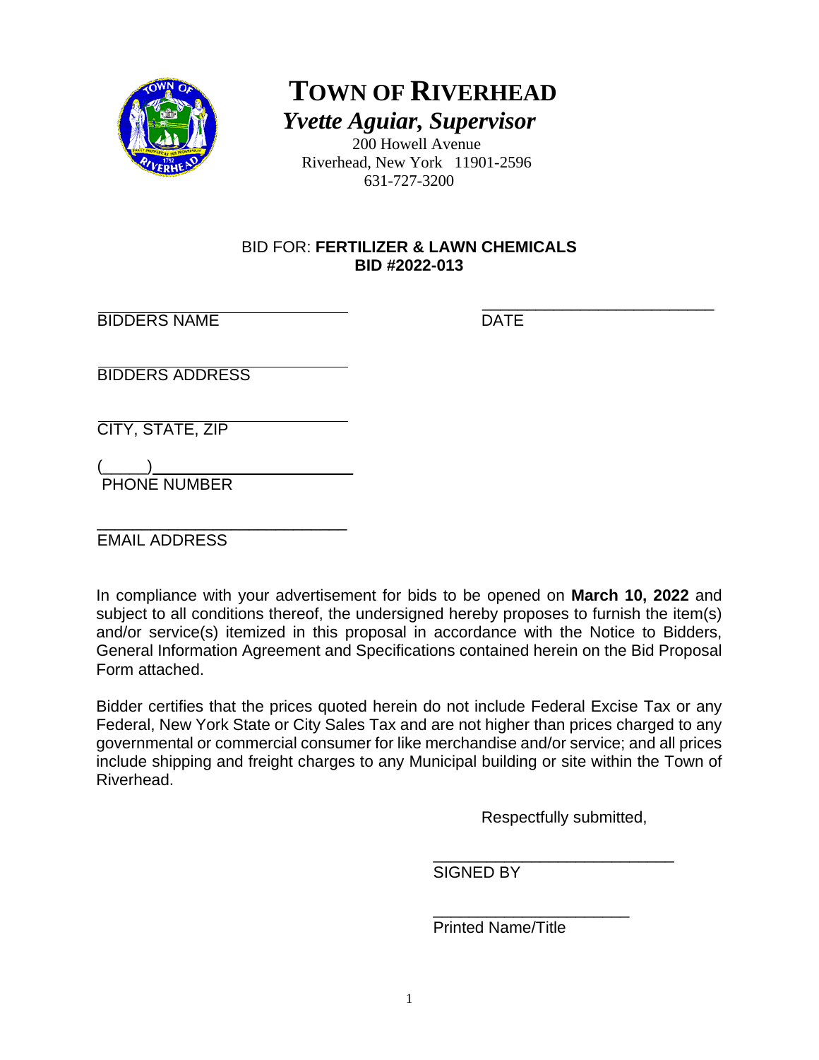# TOWN OF RIVERHEAD

***Yvette Aguiar, Supervisor***

200 Howell Avenue
Riverhead, New York 11901-2596
631-727-3200

BID FOR: **FERTILIZER & LAWN CHEMICALS**
**BID #2022-013**

_____________________________ BIDDERS NAME

_____________________________ DATE

_____________________________ BIDDERS ADDRESS

_____________________________ CITY, STATE, ZIP

(_____)_______________________ PHONE NUMBER

_____________________________ EMAIL ADDRESS

In compliance with your advertisement for bids to be opened on **March 10, 2022** and subject to all conditions thereof, the undersigned hereby proposes to furnish the item(s) and/or service(s) itemized in this proposal in accordance with the Notice to Bidders, General Information Agreement and Specifications contained herein on the Bid Proposal Form attached.

Bidder certifies that the prices quoted herein do not include Federal Excise Tax or any Federal, New York State or City Sales Tax and are not higher than prices charged to any governmental or commercial consumer for like merchandise and/or service; and all prices include shipping and freight charges to any Municipal building or site within the Town of Riverhead.

Respectfully submitted,

_____________________________
SIGNED BY

_____________________________
Printed Name/Title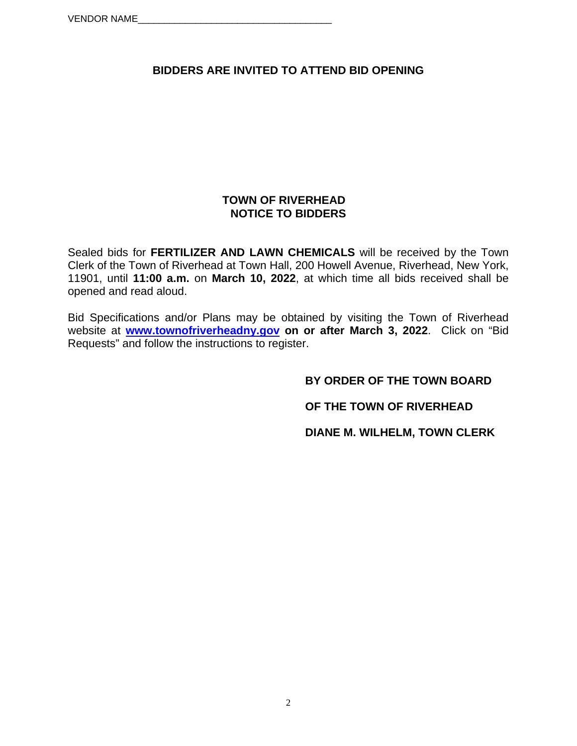VENDOR NAME_____________________________________

**BIDDERS ARE INVITED TO ATTEND BID OPENING**

## TOWN OF RIVERHEAD
## NOTICE TO BIDDERS

Sealed bids for **FERTILIZER AND LAWN CHEMICALS** will be received by the Town Clerk of the Town of Riverhead at Town Hall, 200 Howell Avenue, Riverhead, New York, 11901, until **11:00 a.m.** on **March 10, 2022**, at which time all bids received shall be opened and read aloud.

Bid Specifications and/or Plans may be obtained by visiting the Town of Riverhead website at **www.townofriverheadny.gov** **on or after March 3, 2022**. Click on "Bid Requests" and follow the instructions to register.

**BY ORDER OF THE TOWN BOARD**

**OF THE TOWN OF RIVERHEAD**

**DIANE M. WILHELM, TOWN CLERK**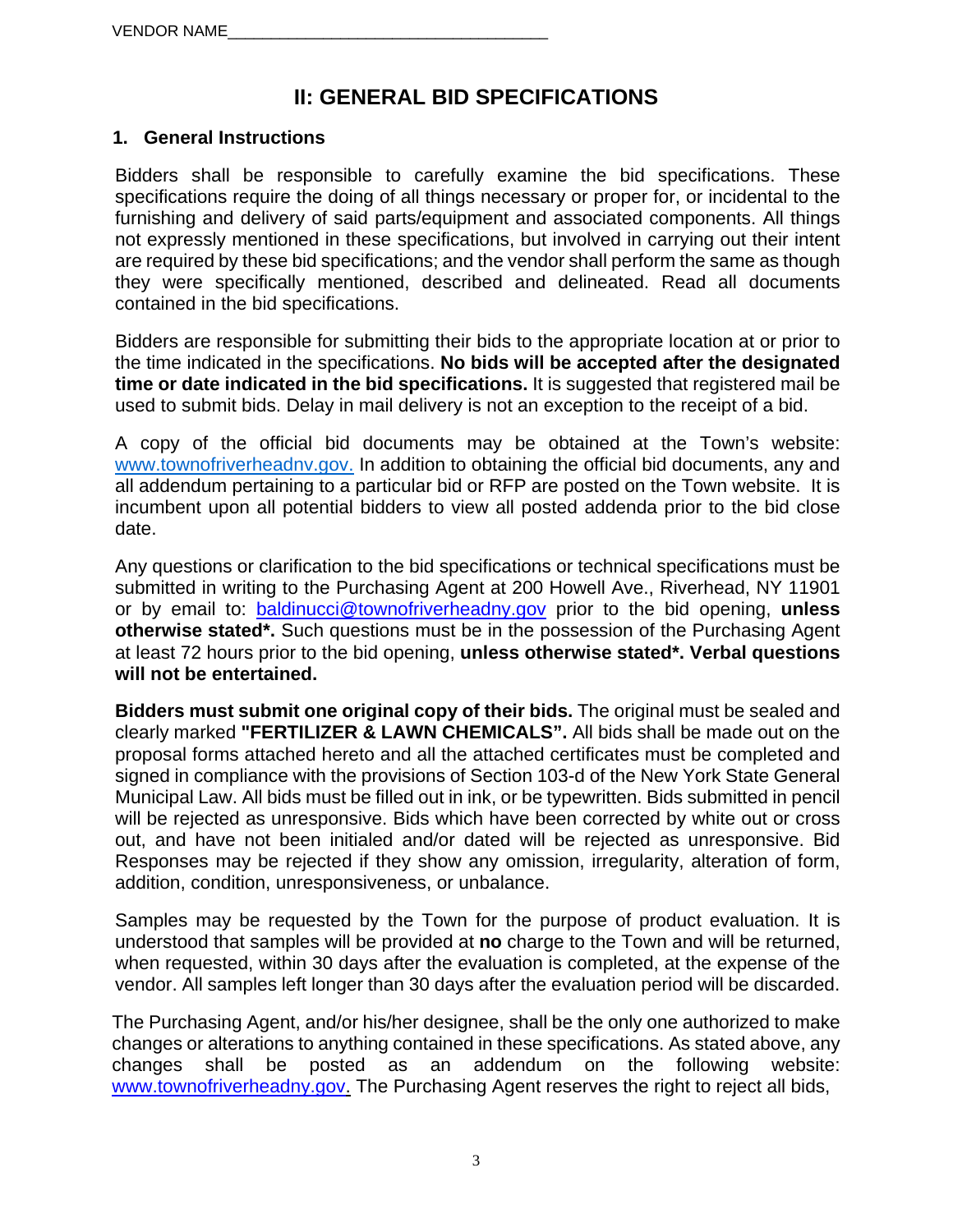VENDOR NAME___________________________________

# II: GENERAL BID SPECIFICATIONS

## 1. General Instructions

Bidders shall be responsible to carefully examine the bid specifications. These specifications require the doing of all things necessary or proper for, or incidental to the furnishing and delivery of said parts/equipment and associated components. All things not expressly mentioned in these specifications, but involved in carrying out their intent are required by these bid specifications; and the vendor shall perform the same as though they were specifically mentioned, described and delineated. Read all documents contained in the bid specifications.

Bidders are responsible for submitting their bids to the appropriate location at or prior to the time indicated in the specifications. **No bids will be accepted after the designated time or date indicated in the bid specifications.** It is suggested that registered mail be used to submit bids. Delay in mail delivery is not an exception to the receipt of a bid.

A copy of the official bid documents may be obtained at the Town's website: www.townofriverheadnv.gov. In addition to obtaining the official bid documents, any and all addendum pertaining to a particular bid or RFP are posted on the Town website. It is incumbent upon all potential bidders to view all posted addenda prior to the bid close date.

Any questions or clarification to the bid specifications or technical specifications must be submitted in writing to the Purchasing Agent at 200 Howell Ave., Riverhead, NY 11901 or by email to: baldinucci@townofriverheadny.gov prior to the bid opening, **unless otherwise stated*.** Such questions must be in the possession of the Purchasing Agent at least 72 hours prior to the bid opening, **unless otherwise stated*. Verbal questions will not be entertained.**

**Bidders must submit one original copy of their bids.** The original must be sealed and clearly marked **"FERTILIZER & LAWN CHEMICALS".** All bids shall be made out on the proposal forms attached hereto and all the attached certificates must be completed and signed in compliance with the provisions of Section 103-d of the New York State General Municipal Law. All bids must be filled out in ink, or be typewritten. Bids submitted in pencil will be rejected as unresponsive. Bids which have been corrected by white out or cross out, and have not been initialed and/or dated will be rejected as unresponsive. Bid Responses may be rejected if they show any omission, irregularity, alteration of form, addition, condition, unresponsiveness, or unbalance.

Samples may be requested by the Town for the purpose of product evaluation. It is understood that samples will be provided at **no** charge to the Town and will be returned, when requested, within 30 days after the evaluation is completed, at the expense of the vendor. All samples left longer than 30 days after the evaluation period will be discarded.

The Purchasing Agent, and/or his/her designee, shall be the only one authorized to make changes or alterations to anything contained in these specifications. As stated above, any changes shall be posted as an addendum on the following website: www.townofriverheadny.gov. The Purchasing Agent reserves the right to reject all bids,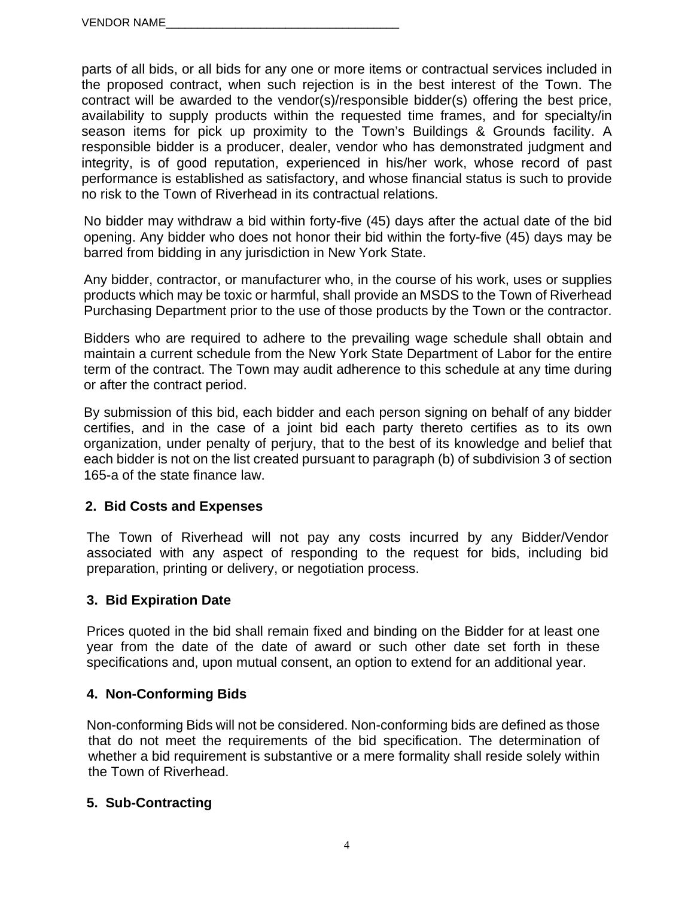parts of all bids, or all bids for any one or more items or contractual services included in the proposed contract, when such rejection is in the best interest of the Town. The contract will be awarded to the vendor(s)/responsible bidder(s) offering the best price, availability to supply products within the requested time frames, and for specialty/in season items for pick up proximity to the Town's Buildings & Grounds facility. A responsible bidder is a producer, dealer, vendor who has demonstrated judgment and integrity, is of good reputation, experienced in his/her work, whose record of past performance is established as satisfactory, and whose financial status is such to provide no risk to the Town of Riverhead in its contractual relations.

No bidder may withdraw a bid within forty-five (45) days after the actual date of the bid opening. Any bidder who does not honor their bid within the forty-five (45) days may be barred from bidding in any jurisdiction in New York State.

Any bidder, contractor, or manufacturer who, in the course of his work, uses or supplies products which may be toxic or harmful, shall provide an MSDS to the Town of Riverhead Purchasing Department prior to the use of those products by the Town or the contractor.

Bidders who are required to adhere to the prevailing wage schedule shall obtain and maintain a current schedule from the New York State Department of Labor for the entire term of the contract. The Town may audit adherence to this schedule at any time during or after the contract period.

By submission of this bid, each bidder and each person signing on behalf of any bidder certifies, and in the case of a joint bid each party thereto certifies as to its own organization, under penalty of perjury, that to the best of its knowledge and belief that each bidder is not on the list created pursuant to paragraph (b) of subdivision 3 of section 165-a of the state finance law.

## 2. Bid Costs and Expenses

The Town of Riverhead will not pay any costs incurred by any Bidder/Vendor associated with any aspect of responding to the request for bids, including bid preparation, printing or delivery, or negotiation process.

## 3. Bid Expiration Date

Prices quoted in the bid shall remain fixed and binding on the Bidder for at least one year from the date of the date of award or such other date set forth in these specifications and, upon mutual consent, an option to extend for an additional year.

## 4. Non-Conforming Bids

Non-conforming Bids will not be considered. Non-conforming bids are defined as those that do not meet the requirements of the bid specification. The determination of whether a bid requirement is substantive or a mere formality shall reside solely within the Town of Riverhead.

## 5. Sub-Contracting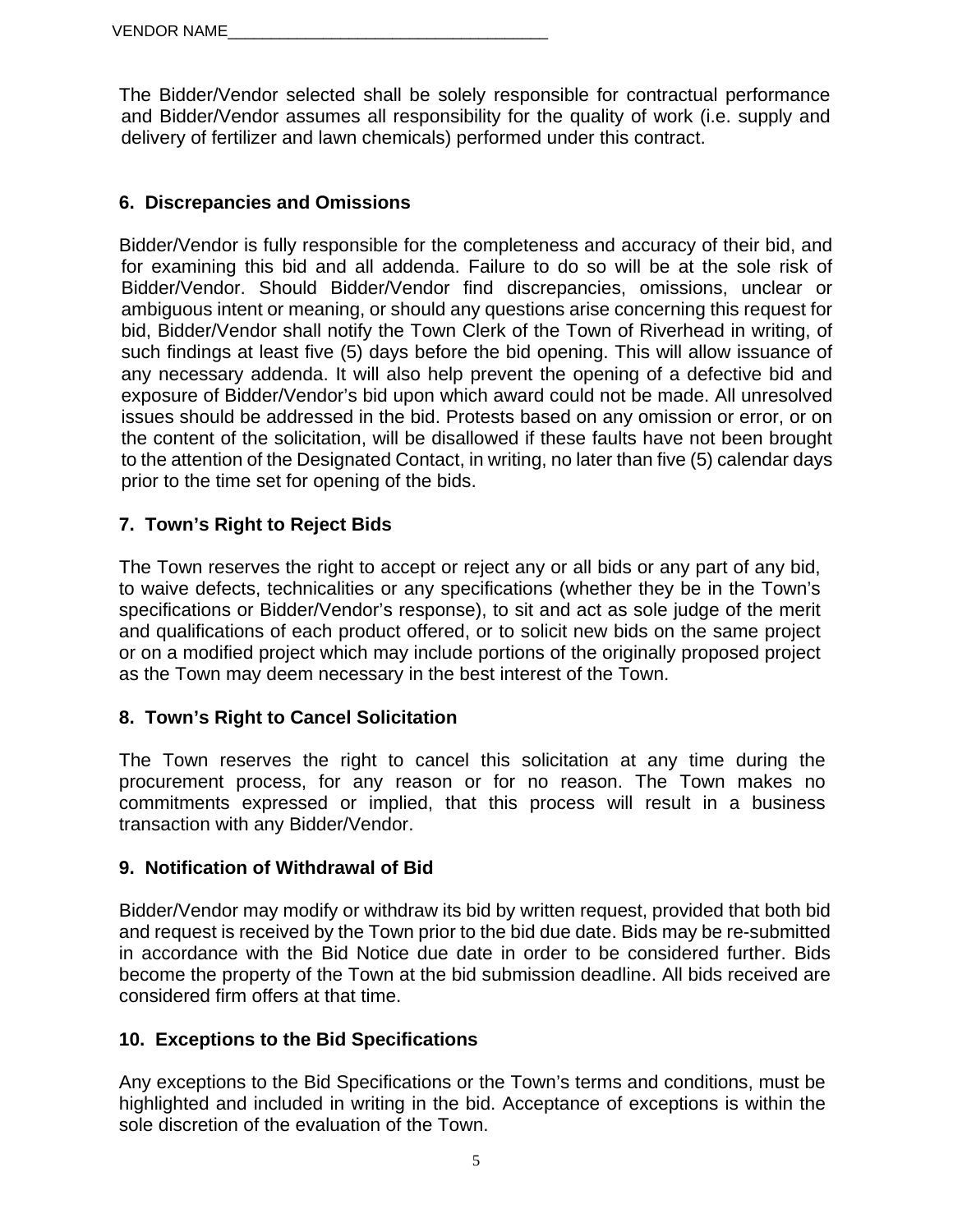VENDOR NAME_____________________________________

The Bidder/Vendor selected shall be solely responsible for contractual performance and Bidder/Vendor assumes all responsibility for the quality of work (i.e. supply and delivery of fertilizer and lawn chemicals) performed under this contract.

### 6. Discrepancies and Omissions

Bidder/Vendor is fully responsible for the completeness and accuracy of their bid, and for examining this bid and all addenda. Failure to do so will be at the sole risk of Bidder/Vendor. Should Bidder/Vendor find discrepancies, omissions, unclear or ambiguous intent or meaning, or should any questions arise concerning this request for bid, Bidder/Vendor shall notify the Town Clerk of the Town of Riverhead in writing, of such findings at least five (5) days before the bid opening. This will allow issuance of any necessary addenda. It will also help prevent the opening of a defective bid and exposure of Bidder/Vendor's bid upon which award could not be made. All unresolved issues should be addressed in the bid. Protests based on any omission or error, or on the content of the solicitation, will be disallowed if these faults have not been brought to the attention of the Designated Contact, in writing, no later than five (5) calendar days prior to the time set for opening of the bids.

### 7. Town's Right to Reject Bids

The Town reserves the right to accept or reject any or all bids or any part of any bid, to waive defects, technicalities or any specifications (whether they be in the Town's specifications or Bidder/Vendor's response), to sit and act as sole judge of the merit and qualifications of each product offered, or to solicit new bids on the same project or on a modified project which may include portions of the originally proposed project as the Town may deem necessary in the best interest of the Town.

### 8. Town's Right to Cancel Solicitation

The Town reserves the right to cancel this solicitation at any time during the procurement process, for any reason or for no reason. The Town makes no commitments expressed or implied, that this process will result in a business transaction with any Bidder/Vendor.

### 9. Notification of Withdrawal of Bid

Bidder/Vendor may modify or withdraw its bid by written request, provided that both bid and request is received by the Town prior to the bid due date. Bids may be re-submitted in accordance with the Bid Notice due date in order to be considered further. Bids become the property of the Town at the bid submission deadline. All bids received are considered firm offers at that time.

### 10. Exceptions to the Bid Specifications

Any exceptions to the Bid Specifications or the Town's terms and conditions, must be highlighted and included in writing in the bid. Acceptance of exceptions is within the sole discretion of the evaluation of the Town.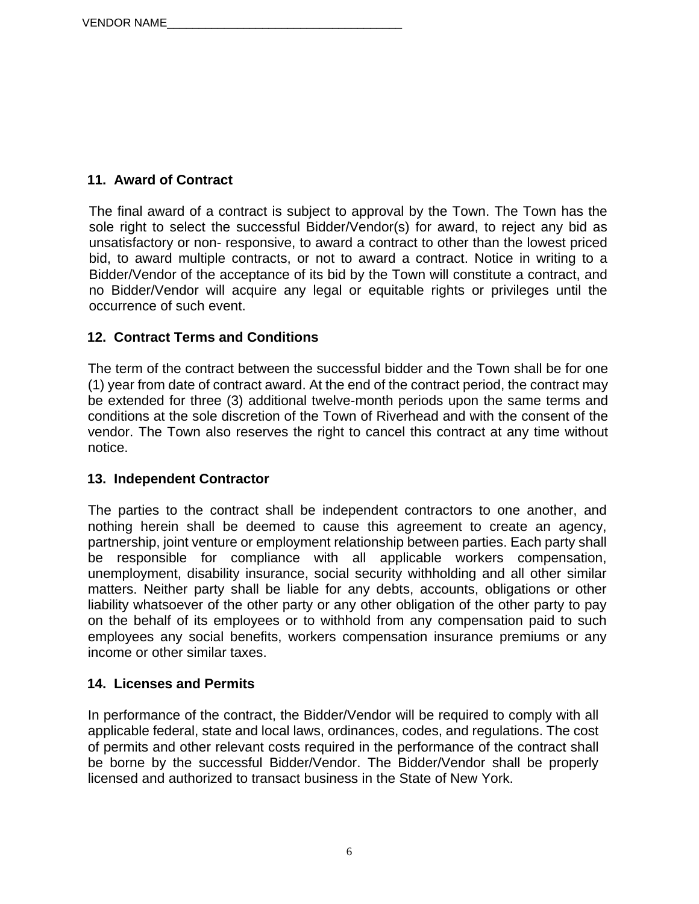VENDOR NAME____________________________________

## 11. Award of Contract

The final award of a contract is subject to approval by the Town. The Town has the sole right to select the successful Bidder/Vendor(s) for award, to reject any bid as unsatisfactory or non- responsive, to award a contract to other than the lowest priced bid, to award multiple contracts, or not to award a contract. Notice in writing to a Bidder/Vendor of the acceptance of its bid by the Town will constitute a contract, and no Bidder/Vendor will acquire any legal or equitable rights or privileges until the occurrence of such event.

## 12. Contract Terms and Conditions

The term of the contract between the successful bidder and the Town shall be for one (1) year from date of contract award. At the end of the contract period, the contract may be extended for three (3) additional twelve-month periods upon the same terms and conditions at the sole discretion of the Town of Riverhead and with the consent of the vendor. The Town also reserves the right to cancel this contract at any time without notice.

## 13. Independent Contractor

The parties to the contract shall be independent contractors to one another, and nothing herein shall be deemed to cause this agreement to create an agency, partnership, joint venture or employment relationship between parties. Each party shall be responsible for compliance with all applicable workers compensation, unemployment, disability insurance, social security withholding and all other similar matters. Neither party shall be liable for any debts, accounts, obligations or other liability whatsoever of the other party or any other obligation of the other party to pay on the behalf of its employees or to withhold from any compensation paid to such employees any social benefits, workers compensation insurance premiums or any income or other similar taxes.

## 14. Licenses and Permits

In performance of the contract, the Bidder/Vendor will be required to comply with all applicable federal, state and local laws, ordinances, codes, and regulations. The cost of permits and other relevant costs required in the performance of the contract shall be borne by the successful Bidder/Vendor. The Bidder/Vendor shall be properly licensed and authorized to transact business in the State of New York.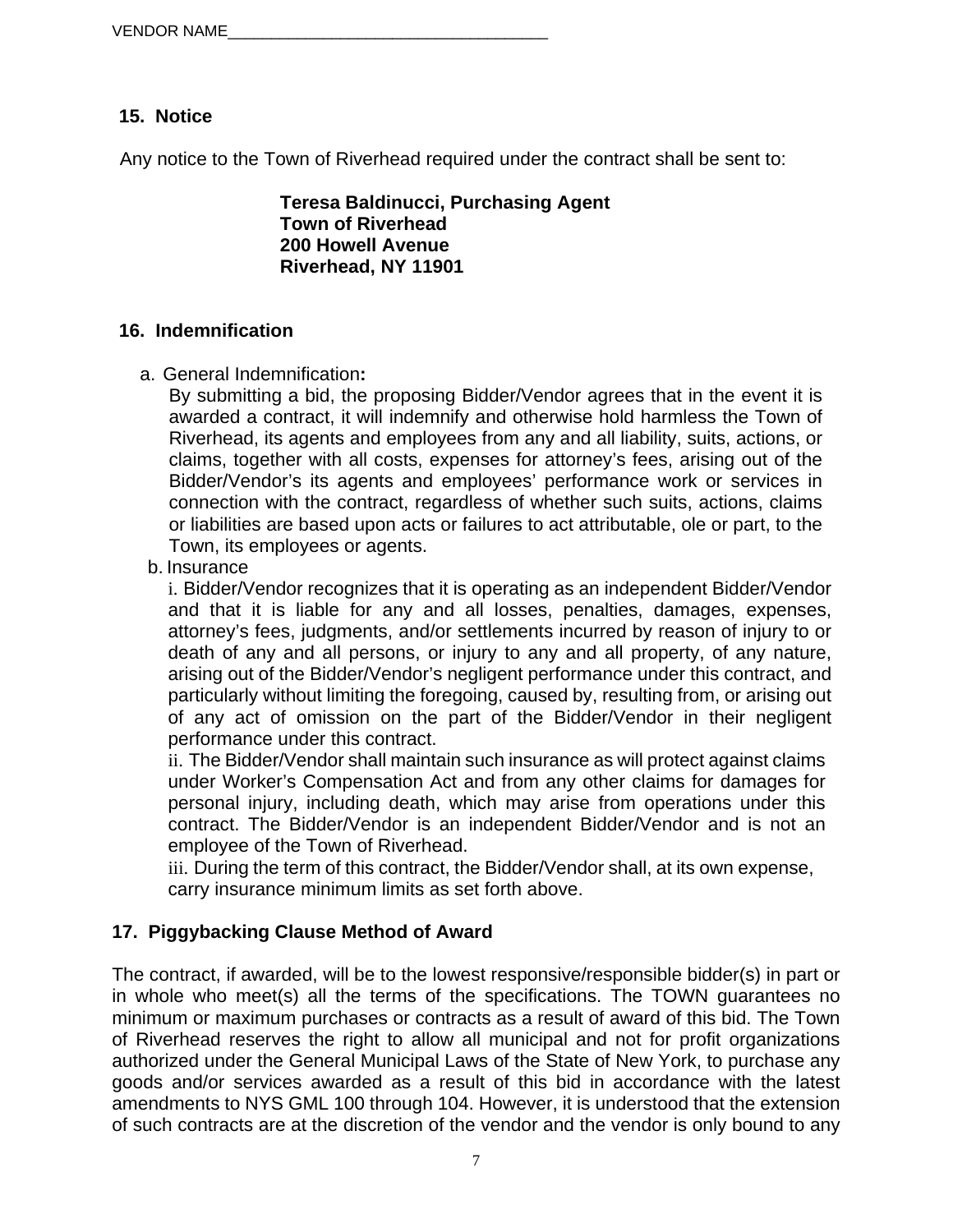VENDOR NAME____________________________________

## 15. Notice

Any notice to the Town of Riverhead required under the contract shall be sent to:

**Teresa Baldinucci, Purchasing Agent**
**Town of Riverhead**
**200 Howell Avenue**
**Riverhead, NY 11901**

## 16. Indemnification

a. General Indemnification**:**
By submitting a bid, the proposing Bidder/Vendor agrees that in the event it is awarded a contract, it will indemnify and otherwise hold harmless the Town of Riverhead, its agents and employees from any and all liability, suits, actions, or claims, together with all costs, expenses for attorney's fees, arising out of the Bidder/Vendor's its agents and employees' performance work or services in connection with the contract, regardless of whether such suits, actions, claims or liabilities are based upon acts or failures to act attributable, ole or part, to the Town, its employees or agents.

b. Insurance
i. Bidder/Vendor recognizes that it is operating as an independent Bidder/Vendor and that it is liable for any and all losses, penalties, damages, expenses, attorney's fees, judgments, and/or settlements incurred by reason of injury to or death of any and all persons, or injury to any and all property, of any nature, arising out of the Bidder/Vendor's negligent performance under this contract, and particularly without limiting the foregoing, caused by, resulting from, or arising out of any act of omission on the part of the Bidder/Vendor in their negligent performance under this contract.
ii. The Bidder/Vendor shall maintain such insurance as will protect against claims under Worker's Compensation Act and from any other claims for damages for personal injury, including death, which may arise from operations under this contract. The Bidder/Vendor is an independent Bidder/Vendor and is not an employee of the Town of Riverhead.
iii. During the term of this contract, the Bidder/Vendor shall, at its own expense, carry insurance minimum limits as set forth above.

## 17. Piggybacking Clause Method of Award

The contract, if awarded, will be to the lowest responsive/responsible bidder(s) in part or in whole who meet(s) all the terms of the specifications. The TOWN guarantees no minimum or maximum purchases or contracts as a result of award of this bid. The Town of Riverhead reserves the right to allow all municipal and not for profit organizations authorized under the General Municipal Laws of the State of New York, to purchase any goods and/or services awarded as a result of this bid in accordance with the latest amendments to NYS GML 100 through 104. However, it is understood that the extension of such contracts are at the discretion of the vendor and the vendor is only bound to any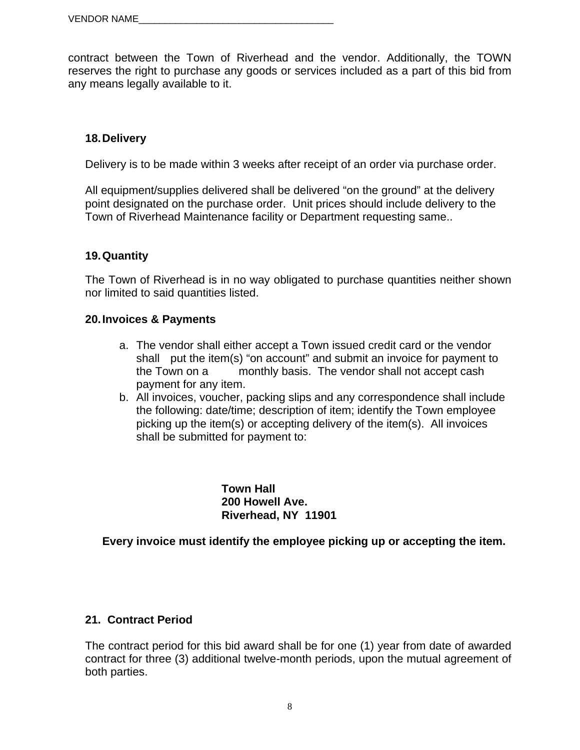VENDOR NAME_____________________________________

contract between the Town of Riverhead and the vendor. Additionally, the TOWN reserves the right to purchase any goods or services included as a part of this bid from any means legally available to it.

### 18. Delivery

Delivery is to be made within 3 weeks after receipt of an order via purchase order.

All equipment/supplies delivered shall be delivered "on the ground" at the delivery point designated on the purchase order. Unit prices should include delivery to the Town of Riverhead Maintenance facility or Department requesting same..

### 19. Quantity

The Town of Riverhead is in no way obligated to purchase quantities neither shown nor limited to said quantities listed.

### 20. Invoices & Payments

a. The vendor shall either accept a Town issued credit card or the vendor shall put the item(s) "on account" and submit an invoice for payment to the Town on a monthly basis. The vendor shall not accept cash payment for any item.
b. All invoices, voucher, packing slips and any correspondence shall include the following: date/time; description of item; identify the Town employee picking up the item(s) or accepting delivery of the item(s). All invoices shall be submitted for payment to:

**Town Hall**
**200 Howell Ave.**
**Riverhead, NY 11901**

**Every invoice must identify the employee picking up or accepting the item.**

### 21. Contract Period

The contract period for this bid award shall be for one (1) year from date of awarded contract for three (3) additional twelve-month periods, upon the mutual agreement of both parties.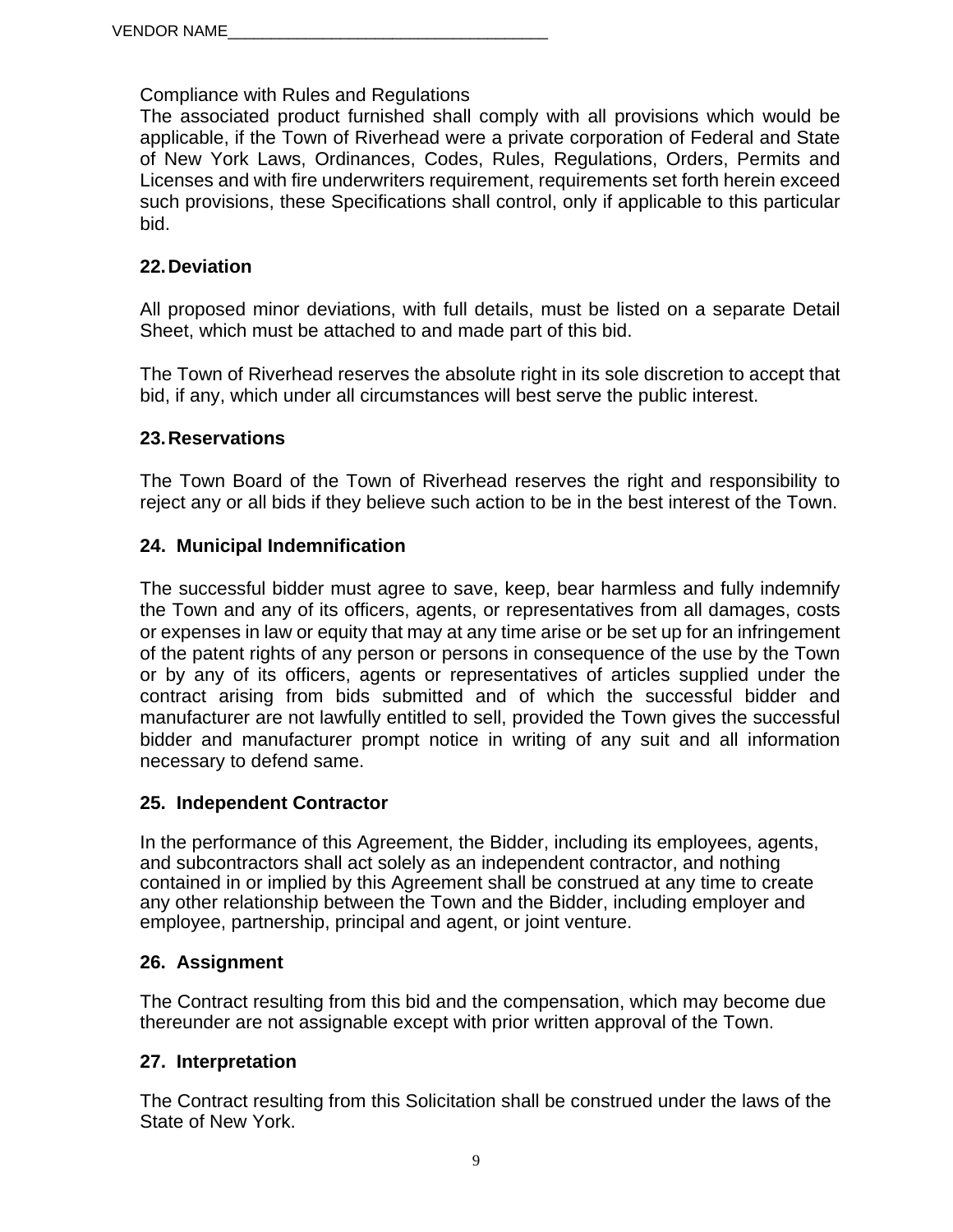VENDOR NAME_________________________________

Compliance with Rules and Regulations

The associated product furnished shall comply with all provisions which would be applicable, if the Town of Riverhead were a private corporation of Federal and State of New York Laws, Ordinances, Codes, Rules, Regulations, Orders, Permits and Licenses and with fire underwriters requirement, requirements set forth herein exceed such provisions, these Specifications shall control, only if applicable to this particular bid.

## 22. Deviation

All proposed minor deviations, with full details, must be listed on a separate Detail Sheet, which must be attached to and made part of this bid.

The Town of Riverhead reserves the absolute right in its sole discretion to accept that bid, if any, which under all circumstances will best serve the public interest.

## 23. Reservations

The Town Board of the Town of Riverhead reserves the right and responsibility to reject any or all bids if they believe such action to be in the best interest of the Town.

## 24. Municipal Indemnification

The successful bidder must agree to save, keep, bear harmless and fully indemnify the Town and any of its officers, agents, or representatives from all damages, costs or expenses in law or equity that may at any time arise or be set up for an infringement of the patent rights of any person or persons in consequence of the use by the Town or by any of its officers, agents or representatives of articles supplied under the contract arising from bids submitted and of which the successful bidder and manufacturer are not lawfully entitled to sell, provided the Town gives the successful bidder and manufacturer prompt notice in writing of any suit and all information necessary to defend same.

## 25. Independent Contractor

In the performance of this Agreement, the Bidder, including its employees, agents, and subcontractors shall act solely as an independent contractor, and nothing contained in or implied by this Agreement shall be construed at any time to create any other relationship between the Town and the Bidder, including employer and employee, partnership, principal and agent, or joint venture.

## 26. Assignment

The Contract resulting from this bid and the compensation, which may become due thereunder are not assignable except with prior written approval of the Town.

## 27. Interpretation

The Contract resulting from this Solicitation shall be construed under the laws of the State of New York.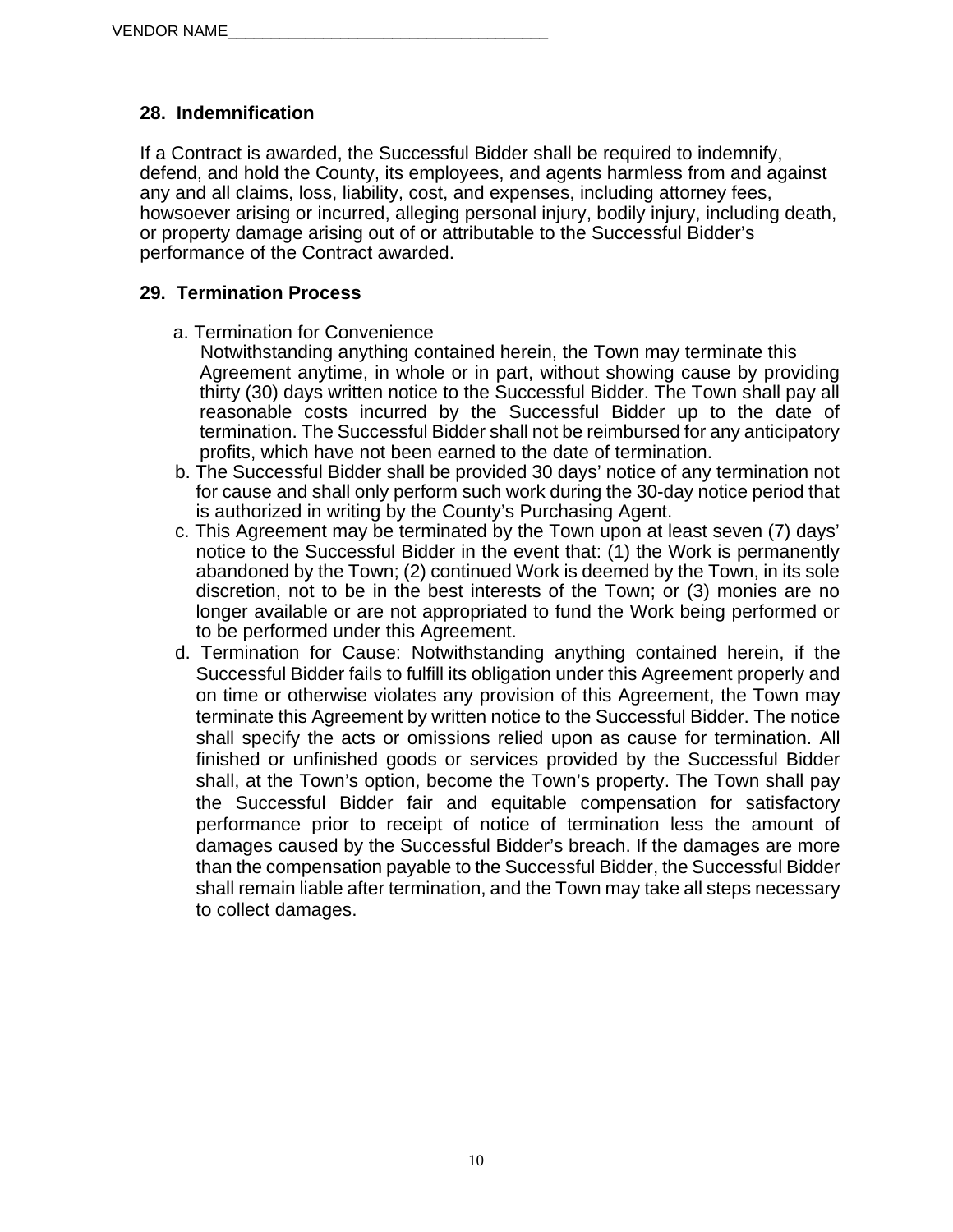VENDOR NAME____________________________________

## 28. Indemnification

If a Contract is awarded, the Successful Bidder shall be required to indemnify, defend, and hold the County, its employees, and agents harmless from and against any and all claims, loss, liability, cost, and expenses, including attorney fees, howsoever arising or incurred, alleging personal injury, bodily injury, including death, or property damage arising out of or attributable to the Successful Bidder's performance of the Contract awarded.

## 29. Termination Process

a. Termination for Convenience
   Notwithstanding anything contained herein, the Town may terminate this Agreement anytime, in whole or in part, without showing cause by providing thirty (30) days written notice to the Successful Bidder. The Town shall pay all reasonable costs incurred by the Successful Bidder up to the date of termination. The Successful Bidder shall not be reimbursed for any anticipatory profits, which have not been earned to the date of termination.

b. The Successful Bidder shall be provided 30 days' notice of any termination not for cause and shall only perform such work during the 30-day notice period that is authorized in writing by the County's Purchasing Agent.

c. This Agreement may be terminated by the Town upon at least seven (7) days' notice to the Successful Bidder in the event that: (1) the Work is permanently abandoned by the Town; (2) continued Work is deemed by the Town, in its sole discretion, not to be in the best interests of the Town; or (3) monies are no longer available or are not appropriated to fund the Work being performed or to be performed under this Agreement.

d. Termination for Cause: Notwithstanding anything contained herein, if the Successful Bidder fails to fulfill its obligation under this Agreement properly and on time or otherwise violates any provision of this Agreement, the Town may terminate this Agreement by written notice to the Successful Bidder. The notice shall specify the acts or omissions relied upon as cause for termination. All finished or unfinished goods or services provided by the Successful Bidder shall, at the Town's option, become the Town's property. The Town shall pay the Successful Bidder fair and equitable compensation for satisfactory performance prior to receipt of notice of termination less the amount of damages caused by the Successful Bidder's breach. If the damages are more than the compensation payable to the Successful Bidder, the Successful Bidder shall remain liable after termination, and the Town may take all steps necessary to collect damages.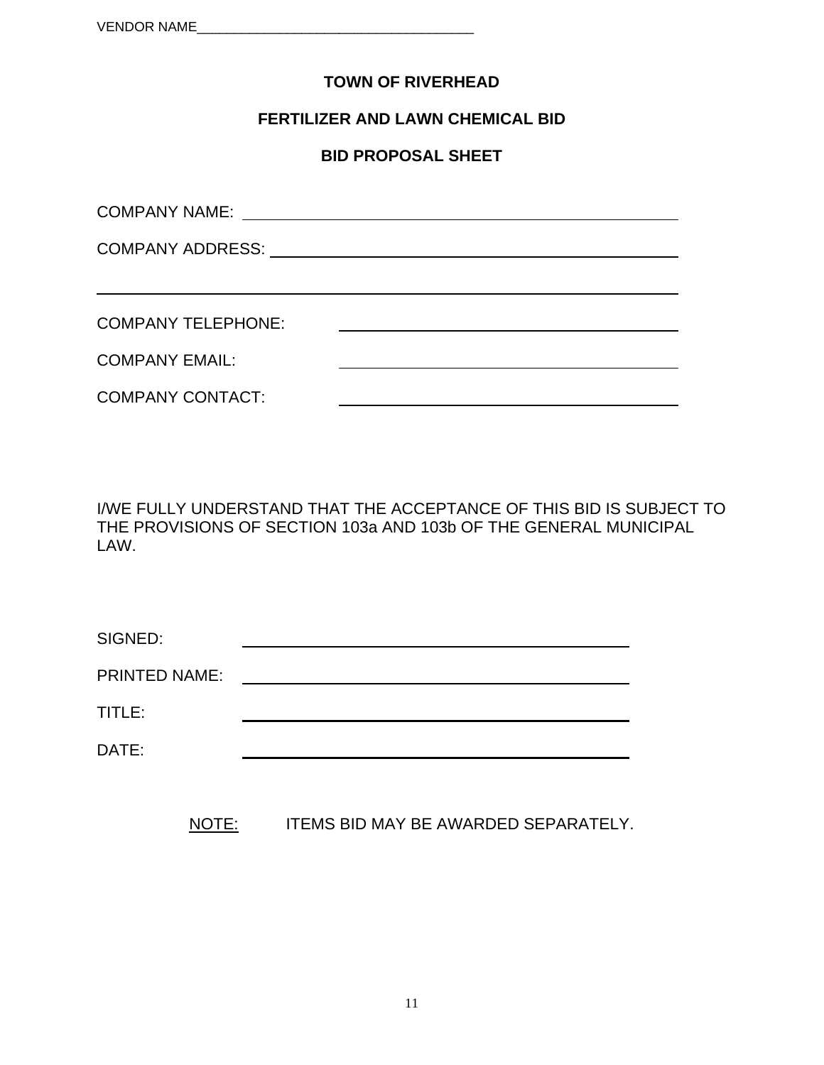VENDOR NAME_____________________________________

**TOWN OF RIVERHEAD**

**FERTILIZER AND LAWN CHEMICAL BID**

**BID PROPOSAL SHEET**

COMPANY NAME: ______________________________________________

COMPANY ADDRESS: ___________________________________________

____________________________________________________________

COMPANY TELEPHONE: ________________________________________

COMPANY EMAIL: ____________________________________________

COMPANY CONTACT: __________________________________________

I/WE FULLY UNDERSTAND THAT THE ACCEPTANCE OF THIS BID IS SUBJECT TO THE PROVISIONS OF SECTION 103a AND 103b OF THE GENERAL MUNICIPAL LAW.

SIGNED: ____________________________________________

PRINTED NAME: ______________________________________

TITLE: _____________________________________________

DATE: ______________________________________________

NOTE: ITEMS BID MAY BE AWARDED SEPARATELY.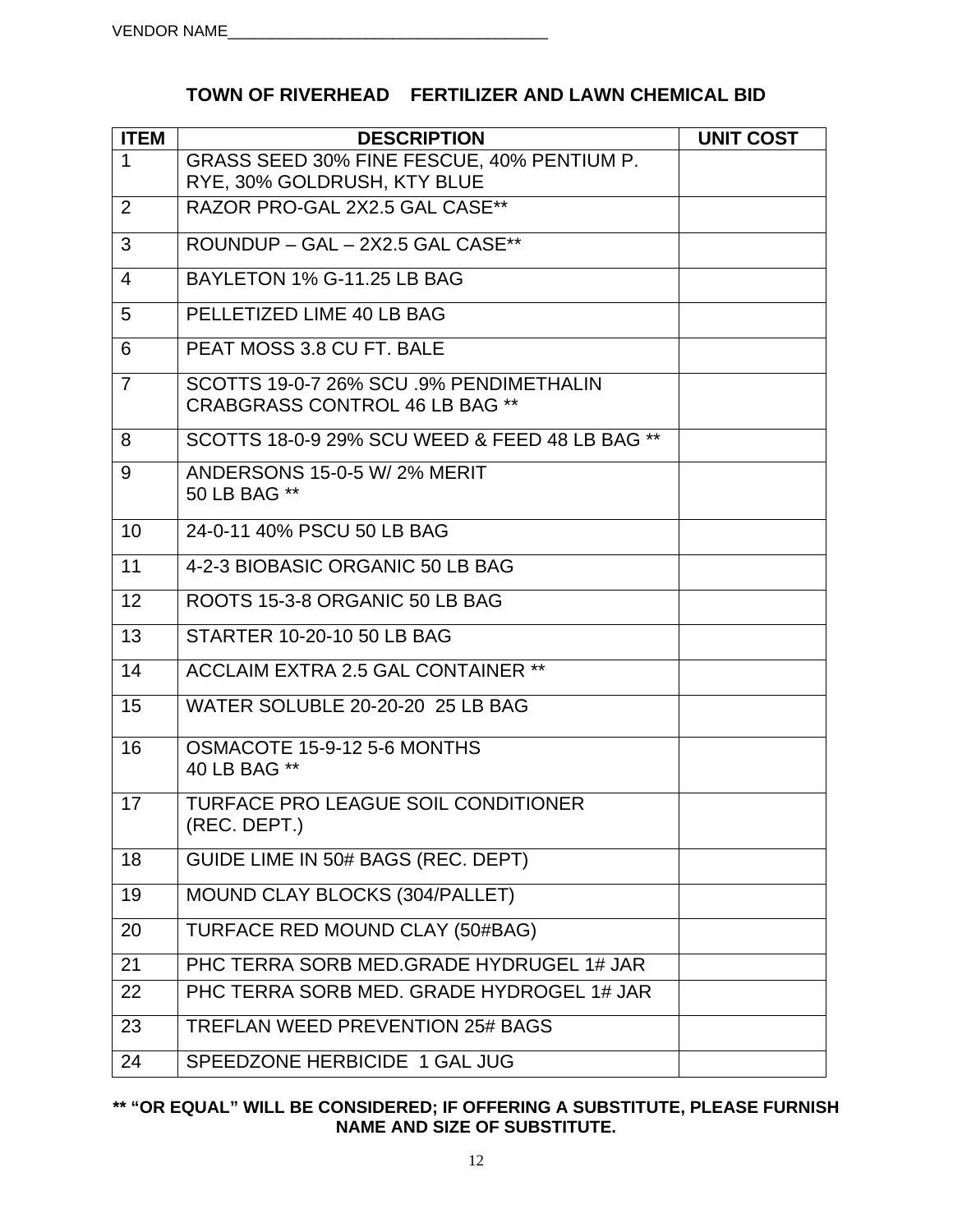VENDOR NAME_____________________________________

## TOWN OF RIVERHEAD FERTILIZER AND LAWN CHEMICAL BID

| ITEM | DESCRIPTION | UNIT COST |
|---|---|---|
| 1 | GRASS SEED 30% FINE FESCUE, 40% PENTIUM P. RYE, 30% GOLDRUSH, KTY BLUE | |
| 2 | RAZOR PRO-GAL 2X2.5 GAL CASE** | |
| 3 | ROUNDUP – GAL – 2X2.5 GAL CASE** | |
| 4 | BAYLETON 1% G-11.25 LB BAG | |
| 5 | PELLETIZED LIME 40 LB BAG | |
| 6 | PEAT MOSS 3.8 CU FT. BALE | |
| 7 | SCOTTS 19-0-7 26% SCU .9% PENDIMETHALIN CRABGRASS CONTROL 46 LB BAG ** | |
| 8 | SCOTTS 18-0-9 29% SCU WEED & FEED 48 LB BAG ** | |
| 9 | ANDERSONS 15-0-5 W/ 2% MERIT 50 LB BAG ** | |
| 10 | 24-0-11 40% PSCU 50 LB BAG | |
| 11 | 4-2-3 BIOBASIC ORGANIC 50 LB BAG | |
| 12 | ROOTS 15-3-8 ORGANIC 50 LB BAG | |
| 13 | STARTER 10-20-10 50 LB BAG | |
| 14 | ACCLAIM EXTRA 2.5 GAL CONTAINER ** | |
| 15 | WATER SOLUBLE 20-20-20 25 LB BAG | |
| 16 | OSMACOTE 15-9-12 5-6 MONTHS 40 LB BAG ** | |
| 17 | TURFACE PRO LEAGUE SOIL CONDITIONER (REC. DEPT.) | |
| 18 | GUIDE LIME IN 50# BAGS (REC. DEPT) | |
| 19 | MOUND CLAY BLOCKS (304/PALLET) | |
| 20 | TURFACE RED MOUND CLAY (50#BAG) | |
| 21 | PHC TERRA SORB MED.GRADE HYDRUGEL 1# JAR | |
| 22 | PHC TERRA SORB MED. GRADE HYDROGEL 1# JAR | |
| 23 | TREFLAN WEED PREVENTION 25# BAGS | |
| 24 | SPEEDZONE HERBICIDE 1 GAL JUG | |

**** "OR EQUAL" WILL BE CONSIDERED; IF OFFERING A SUBSTITUTE, PLEASE FURNISH NAME AND SIZE OF SUBSTITUTE.**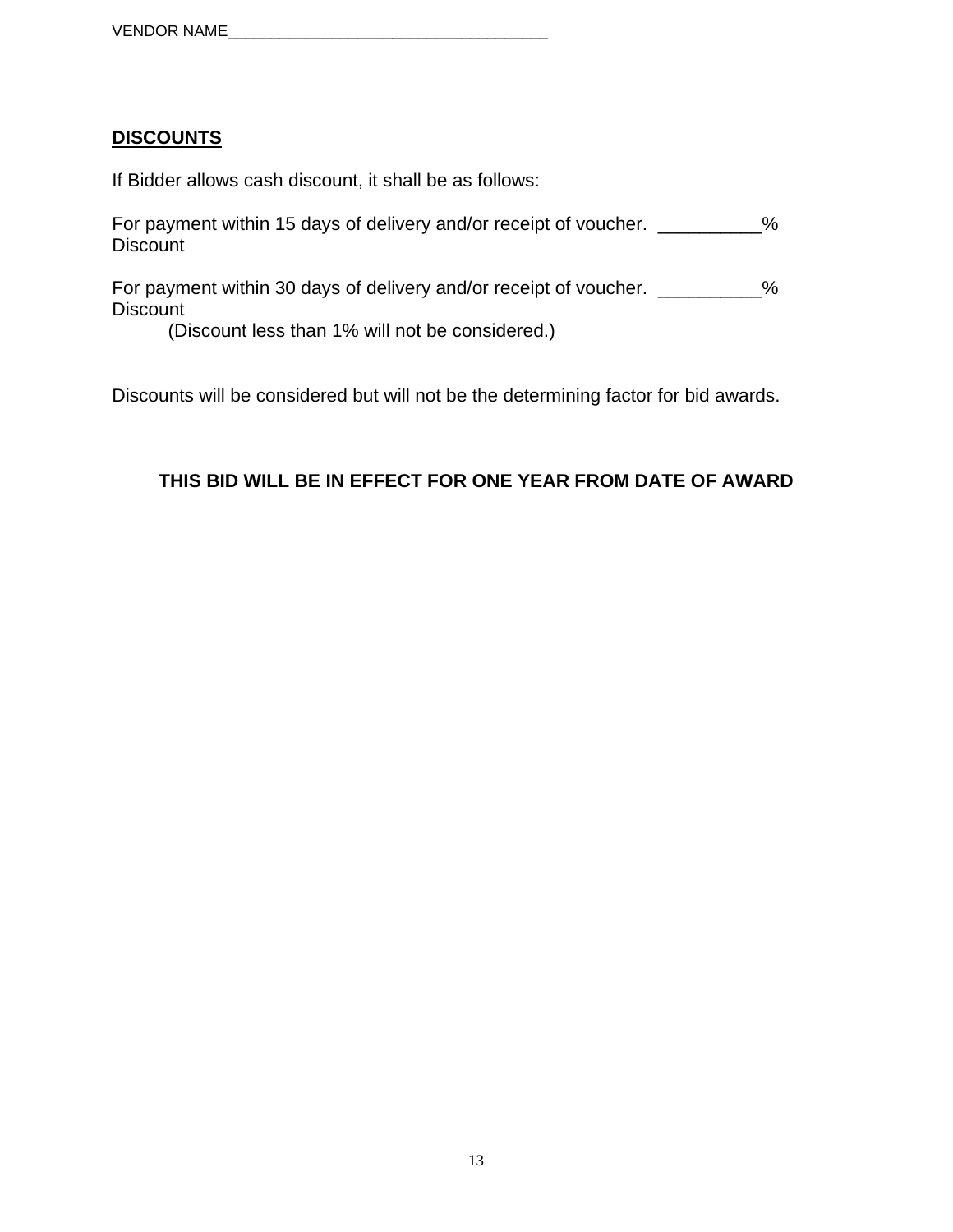VENDOR NAME___________________________________

**DISCOUNTS**

If Bidder allows cash discount, it shall be as follows:

For payment within 15 days of delivery and/or receipt of voucher. __________% Discount

For payment within 30 days of delivery and/or receipt of voucher. __________% Discount

(Discount less than 1% will not be considered.)

Discounts will be considered but will not be the determining factor for bid awards.

**THIS BID WILL BE IN EFFECT FOR ONE YEAR FROM DATE OF AWARD**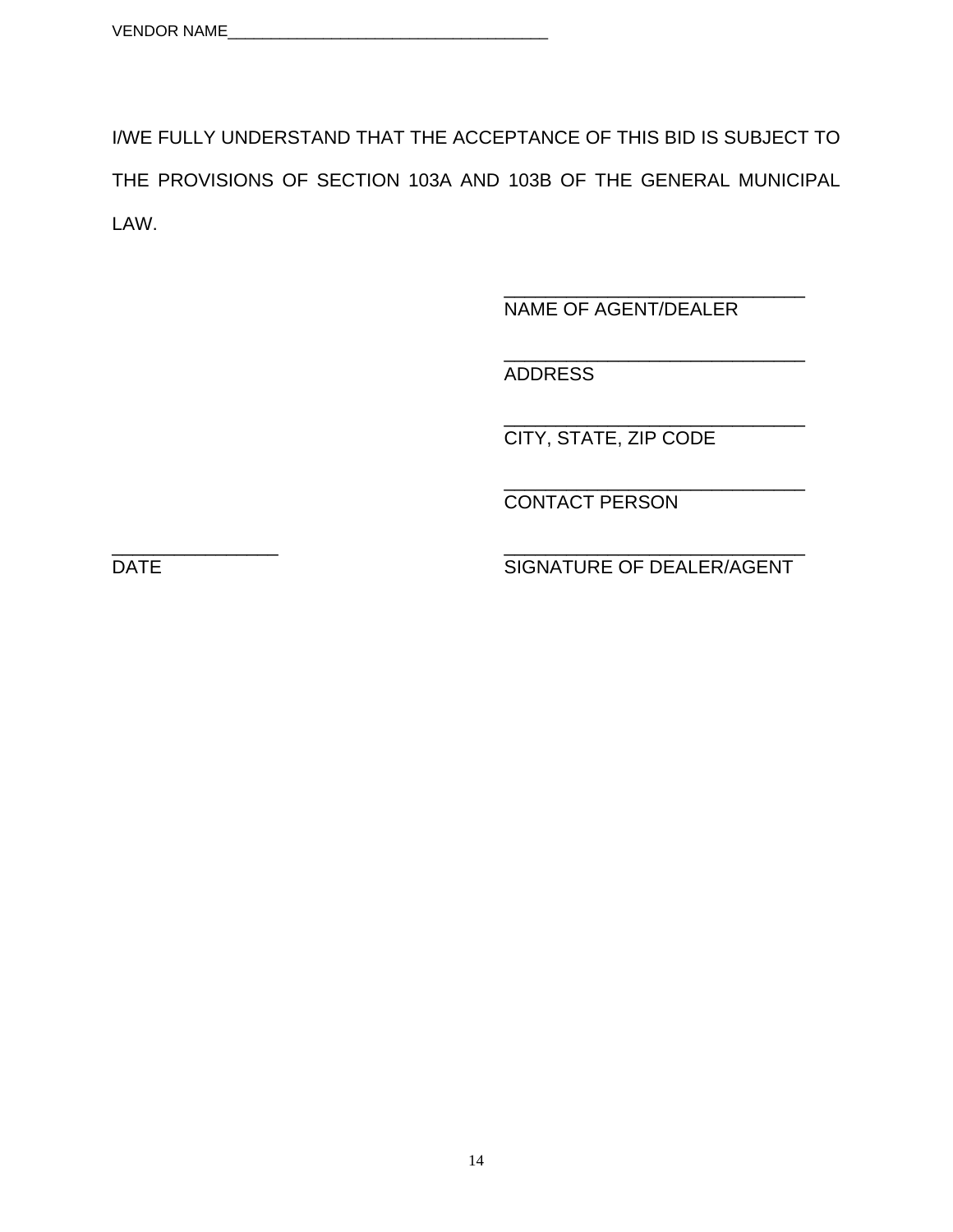VENDOR NAME_______________________________________

I/WE FULLY UNDERSTAND THAT THE ACCEPTANCE OF THIS BID IS SUBJECT TO THE PROVISIONS OF SECTION 103A AND 103B OF THE GENERAL MUNICIPAL LAW.

_______________________________
NAME OF AGENT/DEALER

_______________________________
ADDRESS

_______________________________
CITY, STATE, ZIP CODE

_______________________________
CONTACT PERSON

_________________ _______________________________
DATE SIGNATURE OF DEALER/AGENT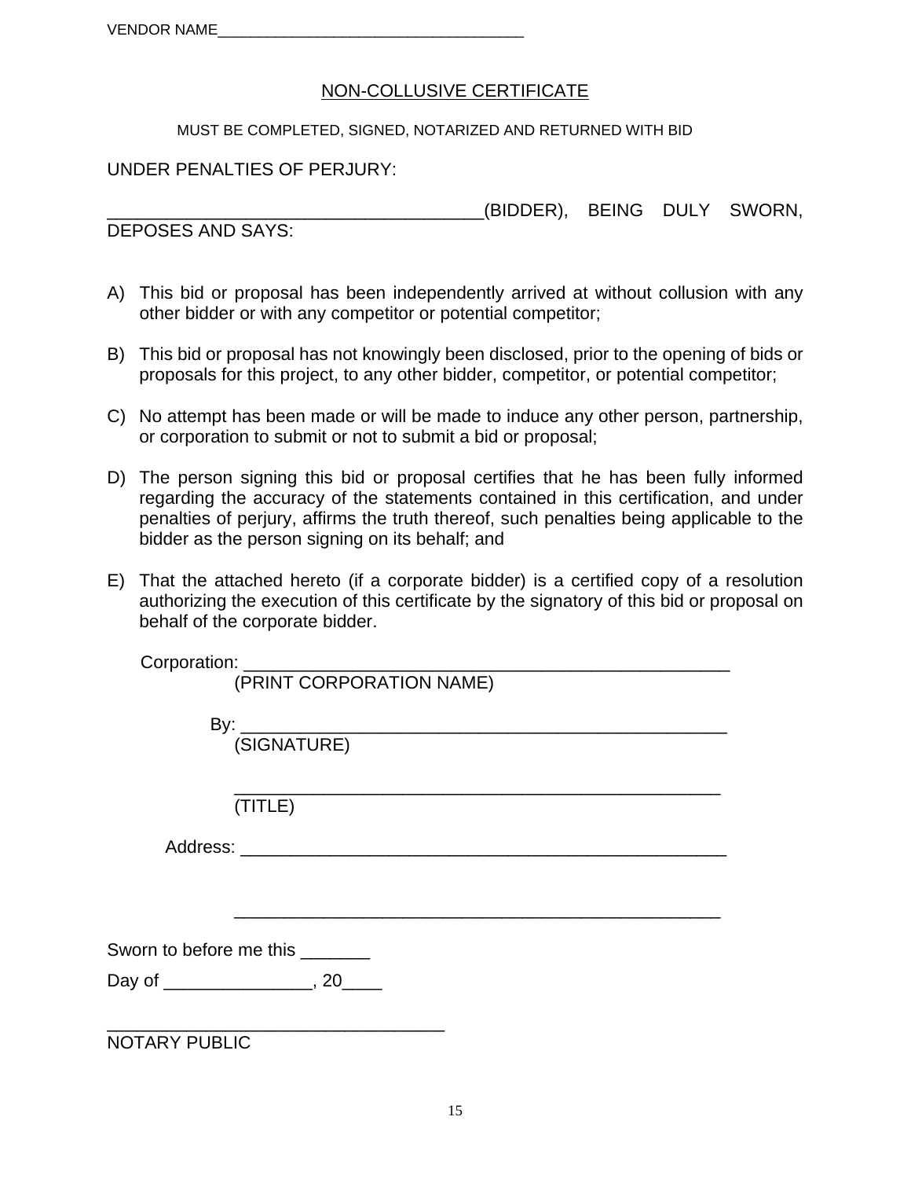VENDOR NAME_____________________________________

## NON-COLLUSIVE CERTIFICATE

MUST BE COMPLETED, SIGNED, NOTARIZED AND RETURNED WITH BID

UNDER PENALTIES OF PERJURY:

_____________________________________(BIDDER), BEING DULY SWORN, DEPOSES AND SAYS:

A) This bid or proposal has been independently arrived at without collusion with any other bidder or with any competitor or potential competitor;

B) This bid or proposal has not knowingly been disclosed, prior to the opening of bids or proposals for this project, to any other bidder, competitor, or potential competitor;

C) No attempt has been made or will be made to induce any other person, partnership, or corporation to submit or not to submit a bid or proposal;

D) The person signing this bid or proposal certifies that he has been fully informed regarding the accuracy of the statements contained in this certification, and under penalties of perjury, affirms the truth thereof, such penalties being applicable to the bidder as the person signing on its behalf; and

E) That the attached hereto (if a corporate bidder) is a certified copy of a resolution authorizing the execution of this certificate by the signatory of this bid or proposal on behalf of the corporate bidder.

Corporation: ______________________________________________
(PRINT CORPORATION NAME)

By: ______________________________________________
(SIGNATURE)

______________________________________________
(TITLE)

Address: ______________________________________________

______________________________________________

Sworn to before me this _______

Day of _______________, 20____

_________________________________
NOTARY PUBLIC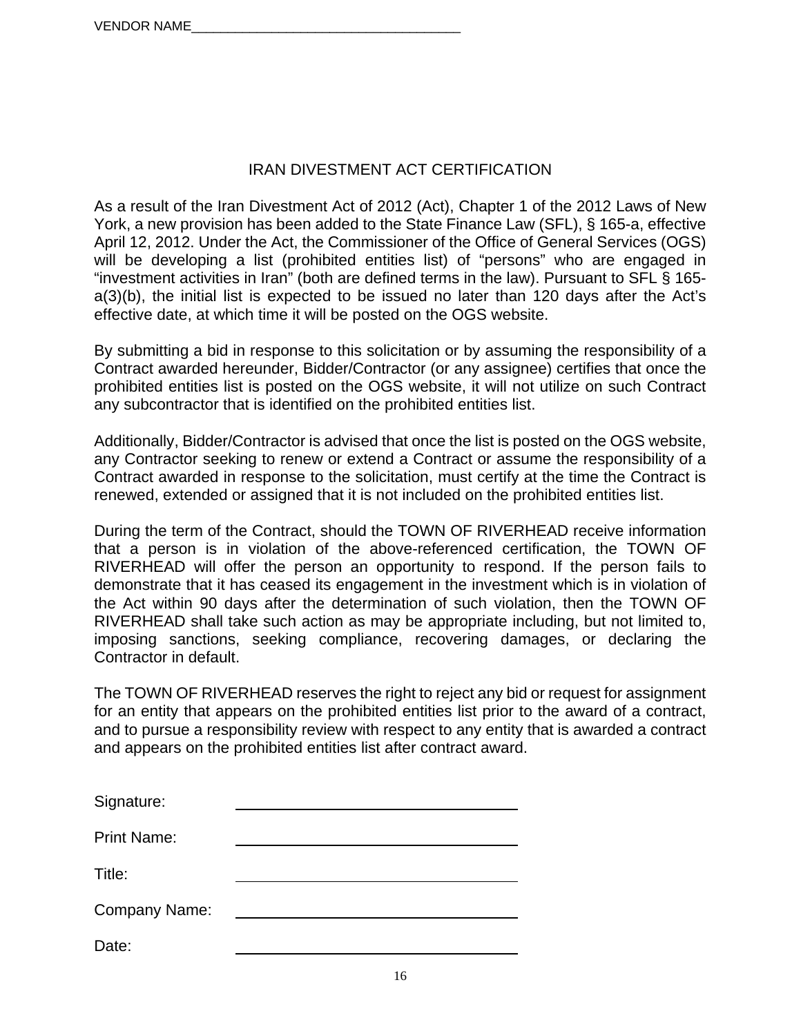VENDOR NAME_____________________________________

# IRAN DIVESTMENT ACT CERTIFICATION

As a result of the Iran Divestment Act of 2012 (Act), Chapter 1 of the 2012 Laws of New York, a new provision has been added to the State Finance Law (SFL), § 165-a, effective April 12, 2012. Under the Act, the Commissioner of the Office of General Services (OGS) will be developing a list (prohibited entities list) of "persons" who are engaged in "investment activities in Iran" (both are defined terms in the law). Pursuant to SFL § 165-a(3)(b), the initial list is expected to be issued no later than 120 days after the Act's effective date, at which time it will be posted on the OGS website.

By submitting a bid in response to this solicitation or by assuming the responsibility of a Contract awarded hereunder, Bidder/Contractor (or any assignee) certifies that once the prohibited entities list is posted on the OGS website, it will not utilize on such Contract any subcontractor that is identified on the prohibited entities list.

Additionally, Bidder/Contractor is advised that once the list is posted on the OGS website, any Contractor seeking to renew or extend a Contract or assume the responsibility of a Contract awarded in response to the solicitation, must certify at the time the Contract is renewed, extended or assigned that it is not included on the prohibited entities list.

During the term of the Contract, should the TOWN OF RIVERHEAD receive information that a person is in violation of the above-referenced certification, the TOWN OF RIVERHEAD will offer the person an opportunity to respond. If the person fails to demonstrate that it has ceased its engagement in the investment which is in violation of the Act within 90 days after the determination of such violation, then the TOWN OF RIVERHEAD shall take such action as may be appropriate including, but not limited to, imposing sanctions, seeking compliance, recovering damages, or declaring the Contractor in default.

The TOWN OF RIVERHEAD reserves the right to reject any bid or request for assignment for an entity that appears on the prohibited entities list prior to the award of a contract, and to pursue a responsibility review with respect to any entity that is awarded a contract and appears on the prohibited entities list after contract award.

Signature: ______________________________

Print Name: ______________________________

Title: ______________________________

Company Name: ______________________________

Date: ______________________________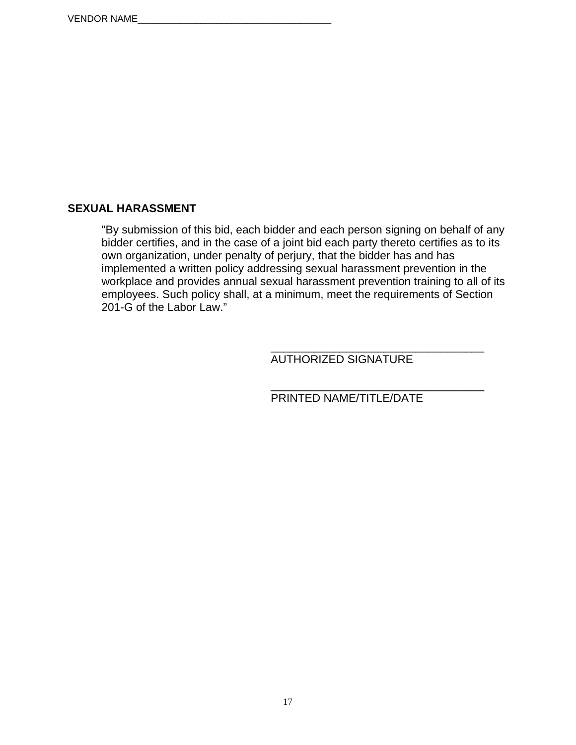VENDOR NAME_____________________________________

## SEXUAL HARASSMENT

"By submission of this bid, each bidder and each person signing on behalf of any bidder certifies, and in the case of a joint bid each party thereto certifies as to its own organization, under penalty of perjury, that the bidder has and has implemented a written policy addressing sexual harassment prevention in the workplace and provides annual sexual harassment prevention training to all of its employees. Such policy shall, at a minimum, meet the requirements of Section 201-G of the Labor Law."

__________________________________
AUTHORIZED SIGNATURE

__________________________________
PRINTED NAME/TITLE/DATE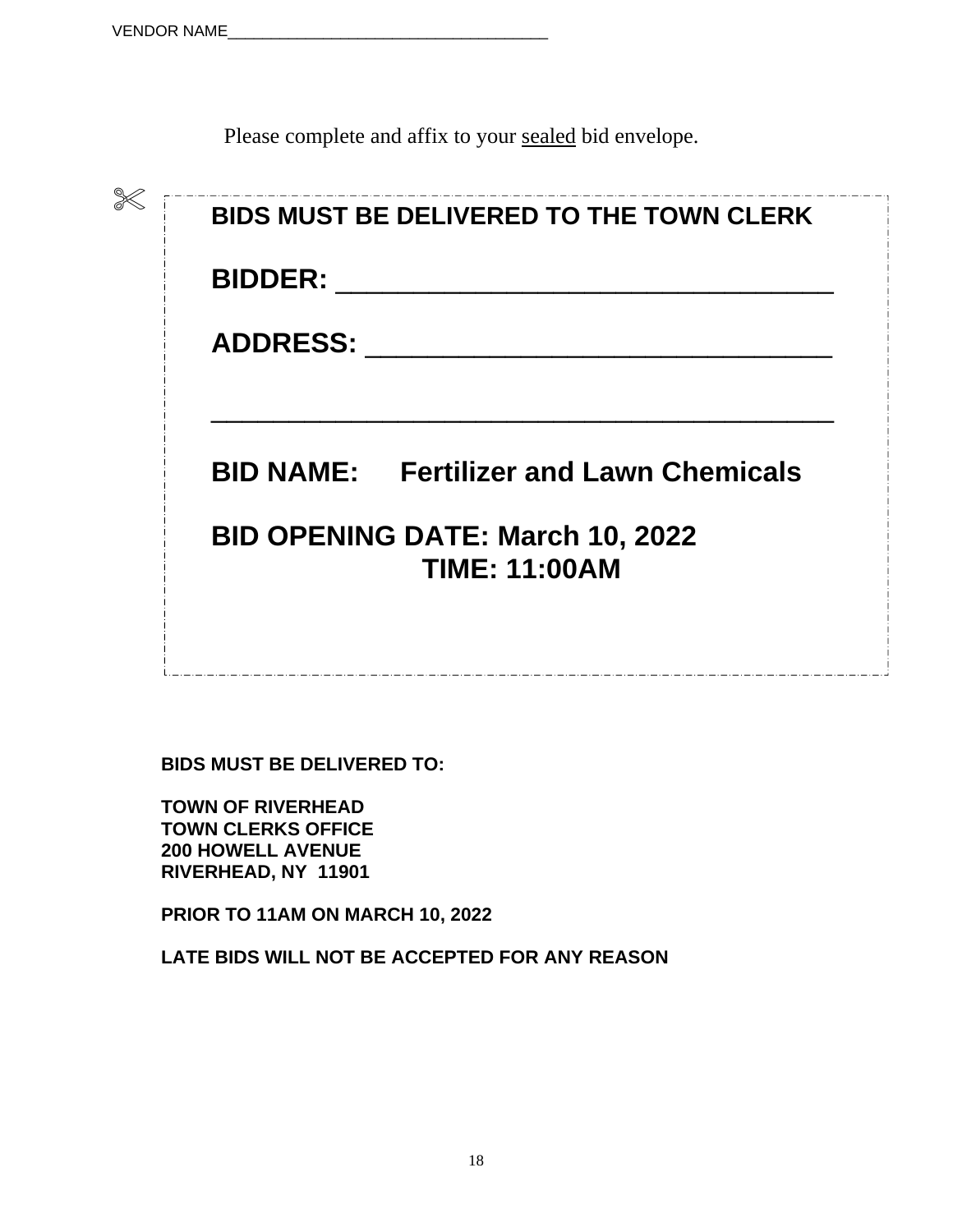VENDOR NAME_____________________________________

Please complete and affix to your sealed bid envelope.

✂

**BIDS MUST BE DELIVERED TO THE TOWN CLERK**

**BIDDER: ________________________________**

**ADDRESS: ______________________________**

**________________________________________**

**BID NAME: Fertilizer and Lawn Chemicals**

**BID OPENING DATE: March 10, 2022**
**TIME: 11:00AM**

**BIDS MUST BE DELIVERED TO:**

**TOWN OF RIVERHEAD**
**TOWN CLERKS OFFICE**
**200 HOWELL AVENUE**
**RIVERHEAD, NY 11901**

**PRIOR TO 11AM ON MARCH 10, 2022**

**LATE BIDS WILL NOT BE ACCEPTED FOR ANY REASON**